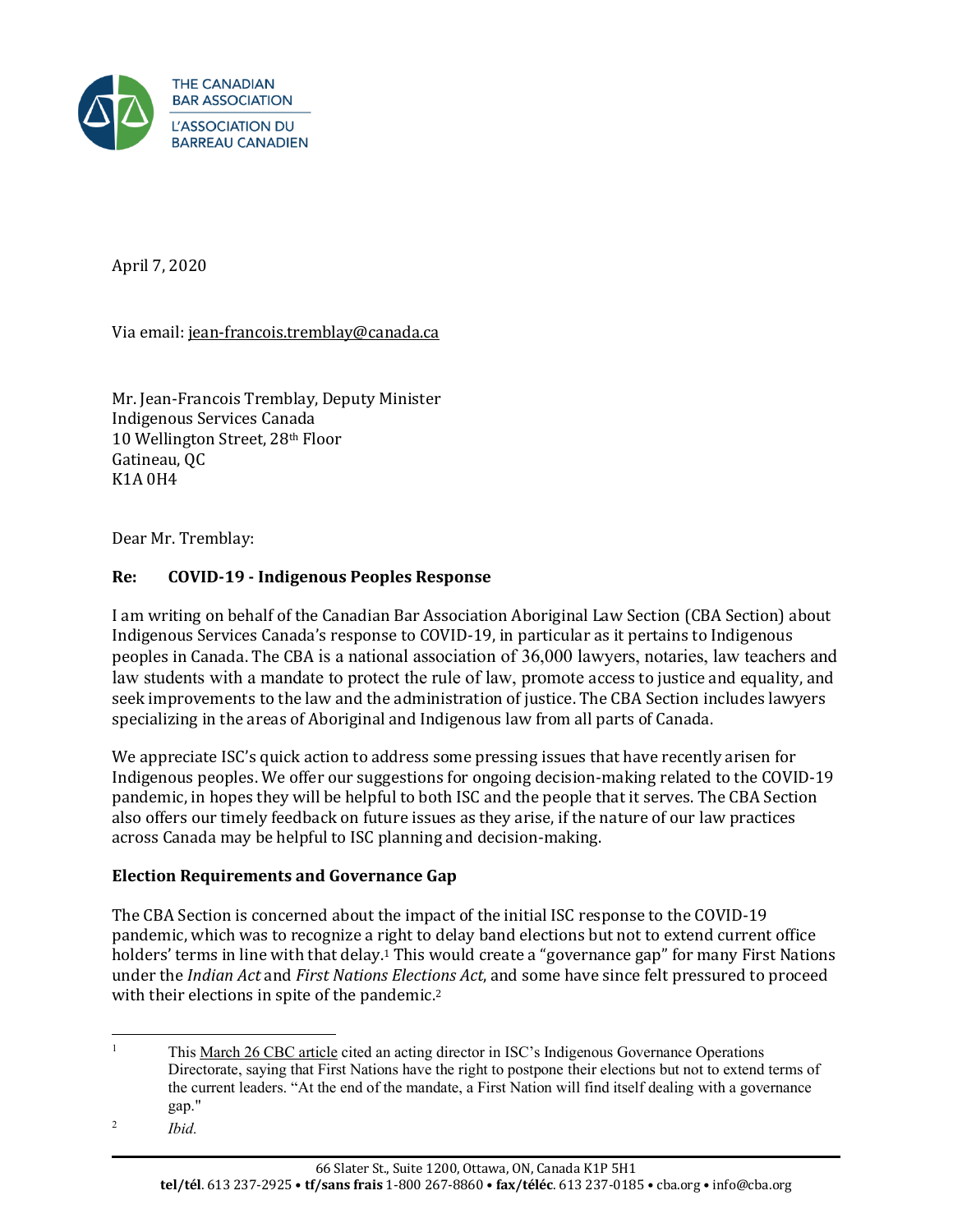THE CANADIAN BAR ASSOCIATION

L'ASSOCIATION DU BARREAU CANADIEN

April 7, 2020

Via email: jean-francois.tremblay@canada.ca

Mr. Jean-Francois Tremblay, Deputy Minister
Indigenous Services Canada
10 Wellington Street, 28th Floor
Gatineau, QC
K1A 0H4

Dear Mr. Tremblay:

**Re: COVID-19 - Indigenous Peoples Response**

I am writing on behalf of the Canadian Bar Association Aboriginal Law Section (CBA Section) about Indigenous Services Canada's response to COVID-19, in particular as it pertains to Indigenous peoples in Canada. The CBA is a national association of 36,000 lawyers, notaries, law teachers and law students with a mandate to protect the rule of law, promote access to justice and equality, and seek improvements to the law and the administration of justice. The CBA Section includes lawyers specializing in the areas of Aboriginal and Indigenous law from all parts of Canada.

We appreciate ISC's quick action to address some pressing issues that have recently arisen for Indigenous peoples. We offer our suggestions for ongoing decision-making related to the COVID-19 pandemic, in hopes they will be helpful to both ISC and the people that it serves. The CBA Section also offers our timely feedback on future issues as they arise, if the nature of our law practices across Canada may be helpful to ISC planning and decision-making.

**Election Requirements and Governance Gap**

The CBA Section is concerned about the impact of the initial ISC response to the COVID-19 pandemic, which was to recognize a right to delay band elections but not to extend current office holders' terms in line with that delay.[1] This would create a "governance gap" for many First Nations under the *Indian Act* and *First Nations Elections Act*, and some have since felt pressured to proceed with their elections in spite of the pandemic.[2]

[1] This March 26 CBC article cited an acting director in ISC's Indigenous Governance Operations Directorate, saying that First Nations have the right to postpone their elections but not to extend terms of the current leaders. "At the end of the mandate, a First Nation will find itself dealing with a governance gap."

[2] *Ibid.*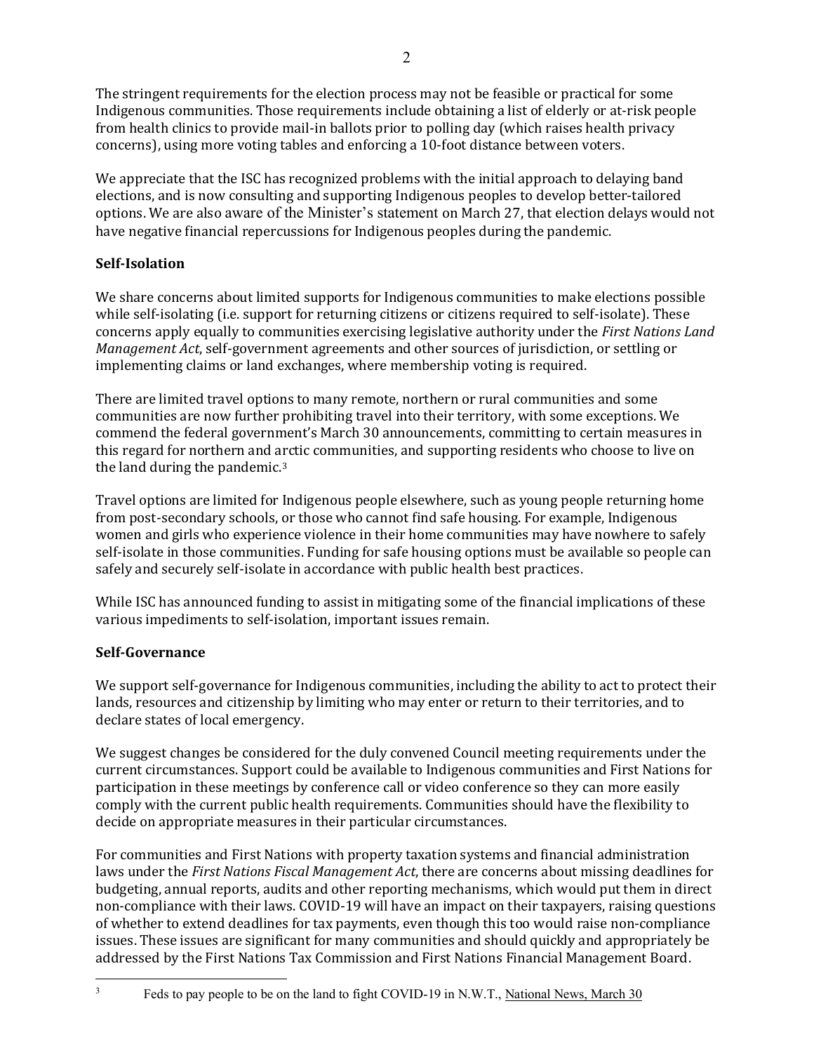The stringent requirements for the election process may not be feasible or practical for some Indigenous communities. Those requirements include obtaining a list of elderly or at-risk people from health clinics to provide mail-in ballots prior to polling day (which raises health privacy concerns), using more voting tables and enforcing a 10-foot distance between voters.

We appreciate that the ISC has recognized problems with the initial approach to delaying band elections, and is now consulting and supporting Indigenous peoples to develop better-tailored options. We are also aware of the Minister's statement on March 27, that election delays would not have negative financial repercussions for Indigenous peoples during the pandemic.

**Self-Isolation**

We share concerns about limited supports for Indigenous communities to make elections possible while self-isolating (i.e. support for returning citizens or citizens required to self-isolate). These concerns apply equally to communities exercising legislative authority under the *First Nations Land Management Act*, self-government agreements and other sources of jurisdiction, or settling or implementing claims or land exchanges, where membership voting is required.

There are limited travel options to many remote, northern or rural communities and some communities are now further prohibiting travel into their territory, with some exceptions. We commend the federal government's March 30 announcements, committing to certain measures in this regard for northern and arctic communities, and supporting residents who choose to live on the land during the pandemic.[3]

Travel options are limited for Indigenous people elsewhere, such as young people returning home from post-secondary schools, or those who cannot find safe housing. For example, Indigenous women and girls who experience violence in their home communities may have nowhere to safely self-isolate in those communities. Funding for safe housing options must be available so people can safely and securely self-isolate in accordance with public health best practices.

While ISC has announced funding to assist in mitigating some of the financial implications of these various impediments to self-isolation, important issues remain.

**Self-Governance**

We support self-governance for Indigenous communities, including the ability to act to protect their lands, resources and citizenship by limiting who may enter or return to their territories, and to declare states of local emergency.

We suggest changes be considered for the duly convened Council meeting requirements under the current circumstances. Support could be available to Indigenous communities and First Nations for participation in these meetings by conference call or video conference so they can more easily comply with the current public health requirements. Communities should have the flexibility to decide on appropriate measures in their particular circumstances.

For communities and First Nations with property taxation systems and financial administration laws under the *First Nations Fiscal Management Act*, there are concerns about missing deadlines for budgeting, annual reports, audits and other reporting mechanisms, which would put them in direct non-compliance with their laws. COVID-19 will have an impact on their taxpayers, raising questions of whether to extend deadlines for tax payments, even though this too would raise non-compliance issues. These issues are significant for many communities and should quickly and appropriately be addressed by the First Nations Tax Commission and First Nations Financial Management Board.

---

[3] Feds to pay people to be on the land to fight COVID-19 in N.W.T., National News, March 30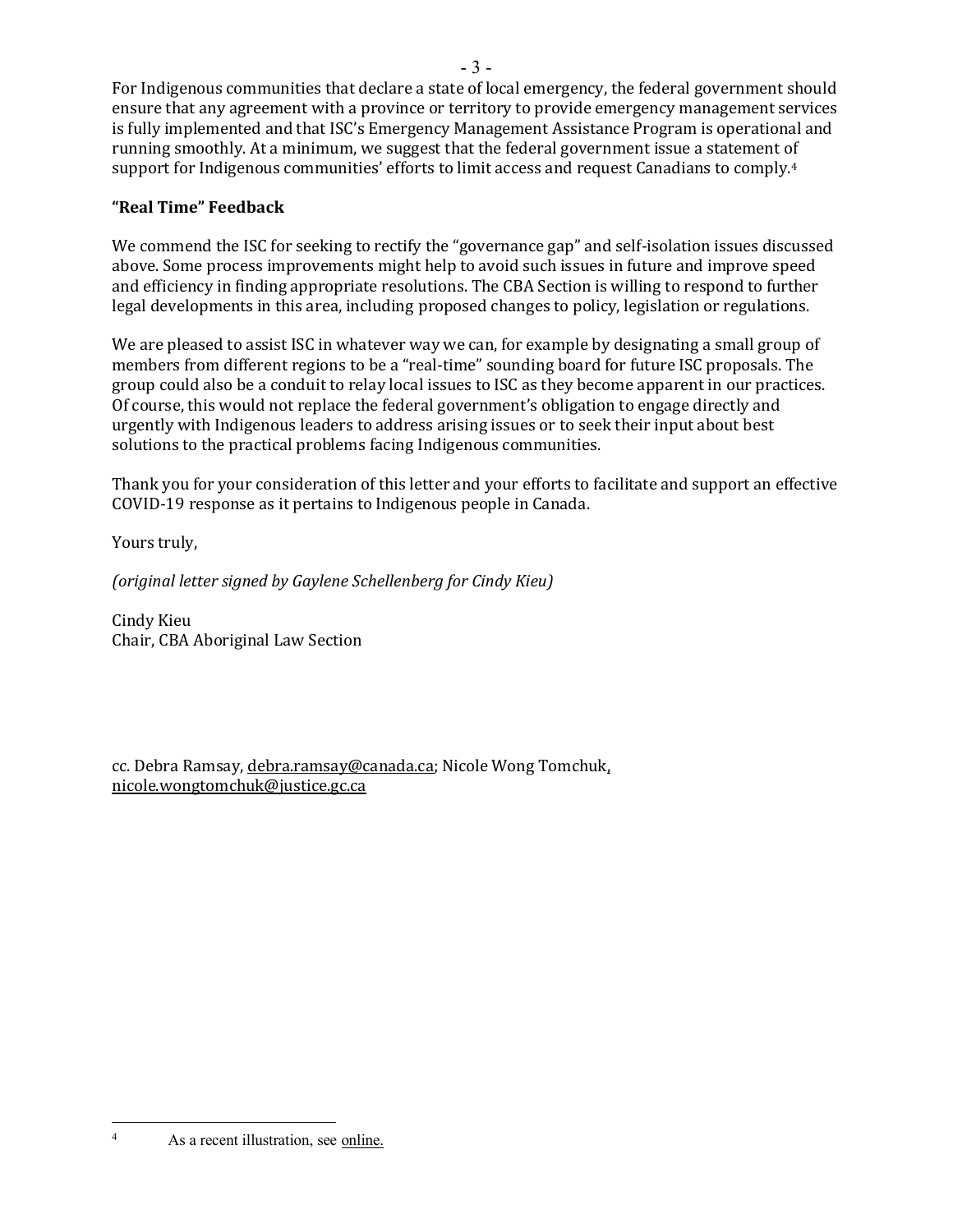For Indigenous communities that declare a state of local emergency, the federal government should ensure that any agreement with a province or territory to provide emergency management services is fully implemented and that ISC's Emergency Management Assistance Program is operational and running smoothly. At a minimum, we suggest that the federal government issue a statement of support for Indigenous communities' efforts to limit access and request Canadians to comply.[4]

**"Real Time" Feedback**

We commend the ISC for seeking to rectify the "governance gap" and self-isolation issues discussed above. Some process improvements might help to avoid such issues in future and improve speed and efficiency in finding appropriate resolutions. The CBA Section is willing to respond to further legal developments in this area, including proposed changes to policy, legislation or regulations.

We are pleased to assist ISC in whatever way we can, for example by designating a small group of members from different regions to be a "real-time" sounding board for future ISC proposals. The group could also be a conduit to relay local issues to ISC as they become apparent in our practices. Of course, this would not replace the federal government's obligation to engage directly and urgently with Indigenous leaders to address arising issues or to seek their input about best solutions to the practical problems facing Indigenous communities.

Thank you for your consideration of this letter and your efforts to facilitate and support an effective COVID-19 response as it pertains to Indigenous people in Canada.

Yours truly,

*(original letter signed by Gaylene Schellenberg for Cindy Kieu)*

Cindy Kieu
Chair, CBA Aboriginal Law Section

cc. Debra Ramsay, debra.ramsay@canada.ca; Nicole Wong Tomchuk, nicole.wongtomchuk@justice.gc.ca

---

[4] As a recent illustration, see online.